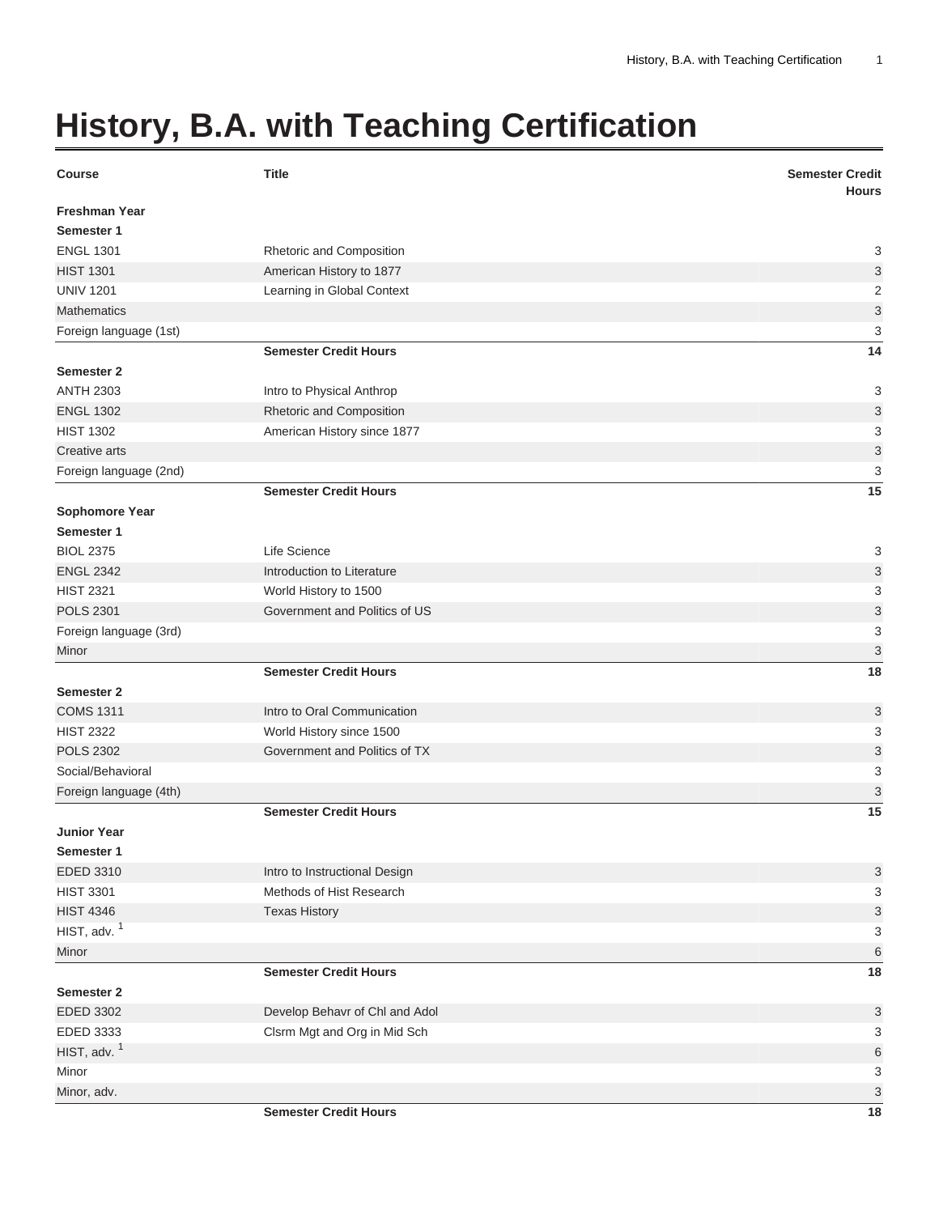# History, B.A. with Teaching Certification

| Course | Title | Semester Credit Hours |
| --- | --- | --- |
| **Freshman Year** | | |
| **Semester 1** | | |
| ENGL 1301 | Rhetoric and Composition | 3 |
| HIST 1301 | American History to 1877 | 3 |
| UNIV 1201 | Learning in Global Context | 2 |
| Mathematics | | 3 |
| Foreign language (1st) | | 3 |
| | **Semester Credit Hours** | **14** |
| **Semester 2** | | |
| ANTH 2303 | Intro to Physical Anthrop | 3 |
| ENGL 1302 | Rhetoric and Composition | 3 |
| HIST 1302 | American History since 1877 | 3 |
| Creative arts | | 3 |
| Foreign language (2nd) | | 3 |
| | **Semester Credit Hours** | **15** |
| **Sophomore Year** | | |
| **Semester 1** | | |
| BIOL 2375 | Life Science | 3 |
| ENGL 2342 | Introduction to Literature | 3 |
| HIST 2321 | World History to 1500 | 3 |
| POLS 2301 | Government and Politics of US | 3 |
| Foreign language (3rd) | | 3 |
| Minor | | 3 |
| | **Semester Credit Hours** | **18** |
| **Semester 2** | | |
| COMS 1311 | Intro to Oral Communication | 3 |
| HIST 2322 | World History since 1500 | 3 |
| POLS 2302 | Government and Politics of TX | 3 |
| Social/Behavioral | | 3 |
| Foreign language (4th) | | 3 |
| | **Semester Credit Hours** | **15** |
| **Junior Year** | | |
| **Semester 1** | | |
| EDED 3310 | Intro to Instructional Design | 3 |
| HIST 3301 | Methods of Hist Research | 3 |
| HIST 4346 | Texas History | 3 |
| HIST, adv. [1] | | 3 |
| Minor | | 6 |
| | **Semester Credit Hours** | **18** |
| **Semester 2** | | |
| EDED 3302 | Develop Behavr of Chl and Adol | 3 |
| EDED 3333 | Clsrm Mgt and Org in Mid Sch | 3 |
| HIST, adv. [1] | | 6 |
| Minor | | 3 |
| Minor, adv. | | 3 |
| | **Semester Credit Hours** | **18** |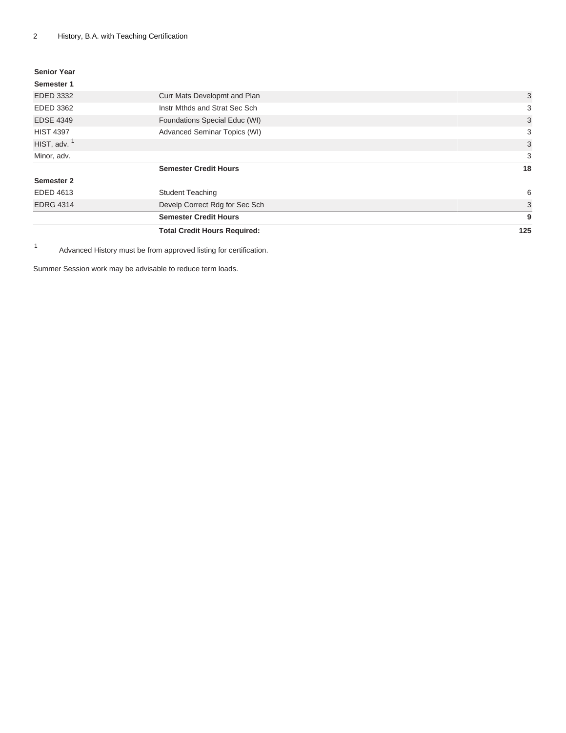| | | |
|---|---|---|
| **Senior Year** | | |
| **Semester 1** | | |
| EDED 3332 | Curr Mats Developmt and Plan | 3 |
| EDED 3362 | Instr Mthds and Strat Sec Sch | 3 |
| EDSE 4349 | Foundations Special Educ (WI) | 3 |
| HIST 4397 | Advanced Seminar Topics (WI) | 3 |
| HIST, adv. [1] | | 3 |
| Minor, adv. | | 3 |
| | **Semester Credit Hours** | **18** |
| **Semester 2** | | |
| EDED 4613 | Student Teaching | 6 |
| EDRG 4314 | Develp Correct Rdg for Sec Sch | 3 |
| | **Semester Credit Hours** | **9** |
| | **Total Credit Hours Required:** | **125** |

[1] Advanced History must be from approved listing for certification.

Summer Session work may be advisable to reduce term loads.